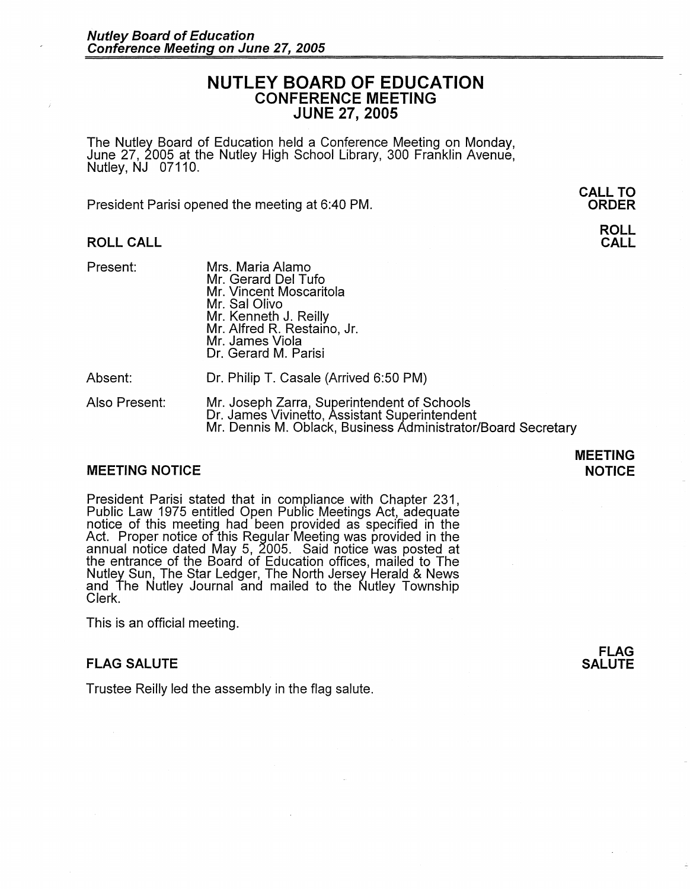# NUTLEY BOARD OF EDUCATION
## CONFERENCE MEETING
## JUNE 27, 2005

The Nutley Board of Education held a Conference Meeting on Monday, June 27, 2005 at the Nutley High School Library, 300 Franklin Avenue, Nutley, NJ 07110.

**CALL TO ORDER**

President Parisi opened the meeting at 6:40 PM.

### ROLL CALL

| | |
|---|---|
| Present: | Mrs. Maria Alamo<br>Mr. Gerard Del Tufo<br>Mr. Vincent Moscaritola<br>Mr. Sal Olivo<br>Mr. Kenneth J. Reilly<br>Mr. Alfred R. Restaino, Jr.<br>Mr. James Viola<br>Dr. Gerard M. Parisi |
| Absent: | Dr. Philip T. Casale (Arrived 6:50 PM) |
| Also Present: | Mr. Joseph Zarra, Superintendent of Schools<br>Dr. James Vivinetto, Assistant Superintendent<br>Mr. Dennis M. Oblack, Business Administrator/Board Secretary |

### MEETING NOTICE

President Parisi stated that in compliance with Chapter 231, Public Law 1975 entitled Open Public Meetings Act, adequate notice of this meeting had been provided as specified in the Act. Proper notice of this Regular Meeting was provided in the annual notice dated May 5, 2005. Said notice was posted at the entrance of the Board of Education offices, mailed to The Nutley Sun, The Star Ledger, The North Jersey Herald & News and The Nutley Journal and mailed to the Nutley Township Clerk.

This is an official meeting.

### FLAG SALUTE

Trustee Reilly led the assembly in the flag salute.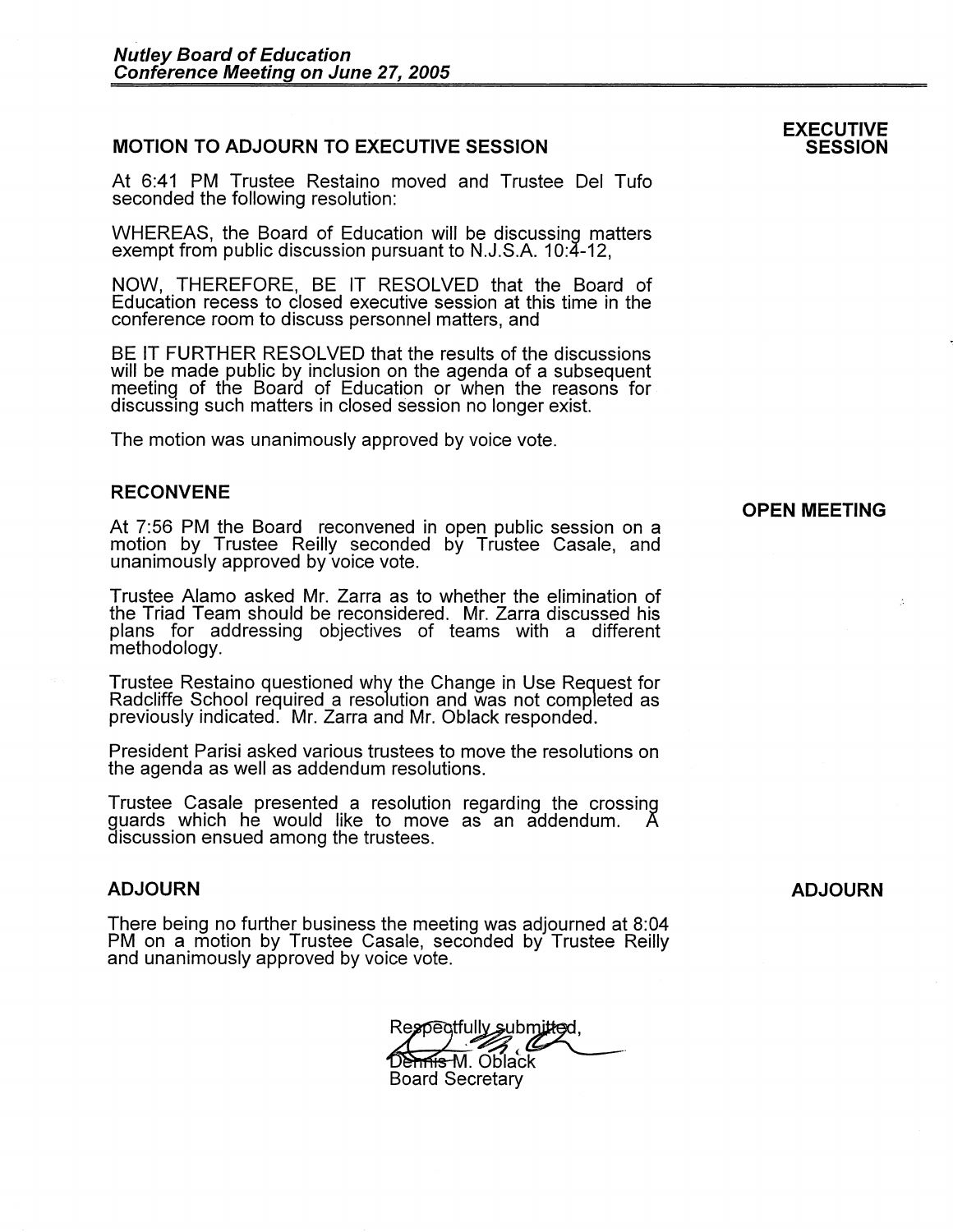## MOTION TO ADJOURN TO EXECUTIVE SESSION

**EXECUTIVE SESSION**

At 6:41 PM Trustee Restaino moved and Trustee Del Tufo seconded the following resolution:

WHEREAS, the Board of Education will be discussing matters exempt from public discussion pursuant to N.J.S.A. 10:4-12,

NOW, THEREFORE, BE IT RESOLVED that the Board of Education recess to closed executive session at this time in the conference room to discuss personnel matters, and

BE IT FURTHER RESOLVED that the results of the discussions will be made public by inclusion on the agenda of a subsequent meeting of the Board of Education or when the reasons for discussing such matters in closed session no longer exist.

The motion was unanimously approved by voice vote.

## RECONVENE

**OPEN MEETING**

At 7:56 PM the Board reconvened in open public session on a motion by Trustee Reilly seconded by Trustee Casale, and unanimously approved by voice vote.

Trustee Alamo asked Mr. Zarra as to whether the elimination of the Triad Team should be reconsidered. Mr. Zarra discussed his plans for addressing objectives of teams with a different methodology.

Trustee Restaino questioned why the Change in Use Request for Radcliffe School required a resolution and was not completed as previously indicated. Mr. Zarra and Mr. Oblack responded.

President Parisi asked various trustees to move the resolutions on the agenda as well as addendum resolutions.

Trustee Casale presented a resolution regarding the crossing guards which he would like to move as an addendum. A discussion ensued among the trustees.

## ADJOURN

**ADJOURN**

There being no further business the meeting was adjourned at 8:04 PM on a motion by Trustee Casale, seconded by Trustee Reilly and unanimously approved by voice vote.

Respectfully submitted,

Dennis M. Oblack
Board Secretary